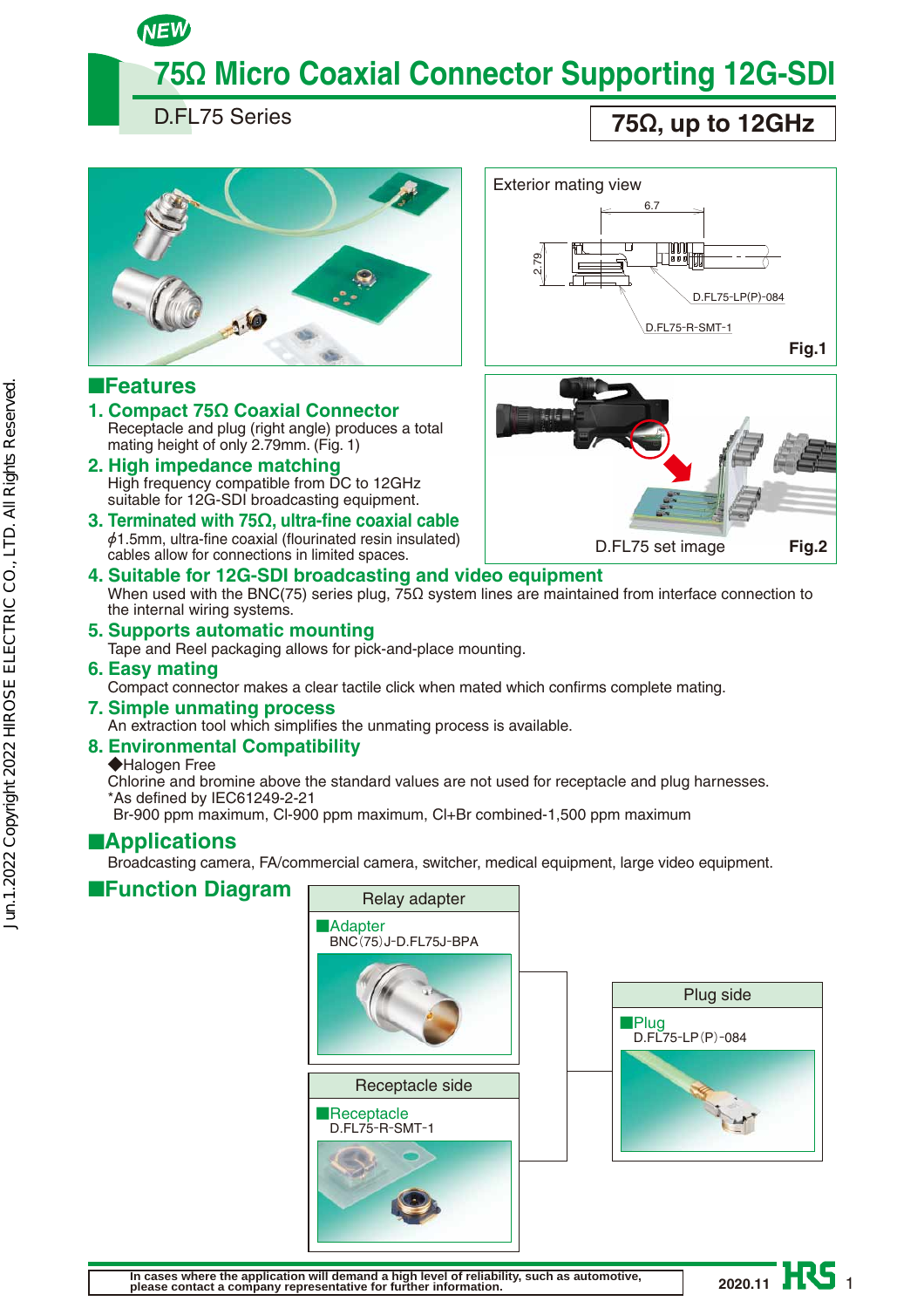NEW

# 75Ω Micro Coaxial Connector Supporting 12G-SDI

D.FL75 Series

**75Ω, up to 12GHz**

Exterior mating view

6.7

2.79

D.FL75-LP(P)-084

D.FL75-R-SMT-1

**Fig.1**

D.FL75 set image **Fig.2**

## ■Features

### 1. Compact 75Ω Coaxial Connector
Receptacle and plug (right angle) produces a total mating height of only 2.79mm. (Fig. 1)

### 2. High impedance matching
High frequency compatible from DC to 12GHz suitable for 12G-SDI broadcasting equipment.

### 3. Terminated with 75Ω, ultra-fine coaxial cable
ϕ1.5mm, ultra-fine coaxial (flourinated resin insulated) cables allow for connections in limited spaces.

### 4. Suitable for 12G-SDI broadcasting and video equipment
When used with the BNC(75) series plug, 75Ω system lines are maintained from interface connection to the internal wiring systems.

### 5. Supports automatic mounting
Tape and Reel packaging allows for pick-and-place mounting.

### 6. Easy mating
Compact connector makes a clear tactile click when mated which confirms complete mating.

### 7. Simple unmating process
An extraction tool which simplifies the unmating process is available.

### 8. Environmental Compatibility
◆Halogen Free
Chlorine and bromine above the standard values are not used for receptacle and plug harnesses.
*As defined by IEC61249-2-21
Br-900 ppm maximum, Cl-900 ppm maximum, Cl+Br combined-1,500 ppm maximum

## ■Applications
Broadcasting camera, FA/commercial camera, switcher, medical equipment, large video equipment.

## ■Function Diagram

Relay adapter
■Adapter
BNC(75)J-D.FL75J-BPA

Receptacle side
■Receptacle
D.FL75-R-SMT-1

Plug side
■Plug
D.FL75-LP(P)-084

In cases where the application will demand a high level of reliability, such as automotive, please contact a company representative for further information.

2020.11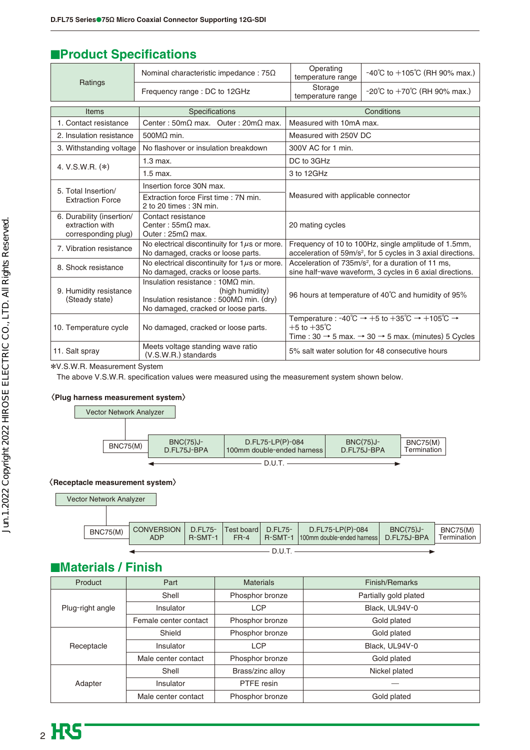## Product Specifications

| Ratings | | | |
|---|---|---|---|
| Ratings | Nominal characteristic impedance : 75Ω | Operating temperature range | -40℃ to +105℃ (RH 90% max.) |
| | Frequency range : DC to 12GHz | Storage temperature range | -20℃ to +70℃ (RH 90% max.) |

| Items | Specifications | Conditions |
|---|---|---|
| 1. Contact resistance | Center : 50mΩ max.　Outer : 20mΩ max. | Measured with 10mA max. |
| 2. Insulation resistance | 500MΩ min. | Measured with 250V DC |
| 3. Withstanding voltage | No flashover or insulation breakdown | 300V AC for 1 min. |
| 4. V.S.W.R. (*) | 1.3 max. | DC to 3GHz |
| | 1.5 max. | 3 to 12GHz |
| 5. Total Insertion/ Extraction Force | Insertion force 30N max. | Measured with applicable connector |
| | Extraction force First time : 7N min. 2 to 20 times : 3N min. | |
| 6. Durability (insertion/ extraction with corresponding plug) | Contact resistance Center : 55mΩ max. Outer : 25mΩ max. | 20 mating cycles |
| 7. Vibration resistance | No electrical discontinuity for 1μs or more. No damaged, cracks or loose parts. | Frequency of 10 to 100Hz, single amplitude of 1.5mm, acceleration of 59m/s², for 5 cycles in 3 axial directions. |
| 8. Shock resistance | No electrical discontinuity for 1μs or more. No damaged, cracks or loose parts. | Acceleration of 735m/s², for a duration of 11 ms, sine half-wave waveform, 3 cycles in 6 axial directions. |
| 9. Humidity resistance (Steady state) | Insulation resistance : 10MΩ min. (high humidity) Insulation resistance : 500MΩ min. (dry) No damaged, cracked or loose parts. | 96 hours at temperature of 40℃ and humidity of 95% |
| 10. Temperature cycle | No damaged, cracked or loose parts. | Temperature : -40℃ → +5 to +35℃ → +105℃ → +5 to +35℃ Time : 30 → 5 max. → 30 → 5 max. (minutes) 5 Cycles |
| 11. Salt spray | Meets voltage standing wave ratio (V.S.W.R.) standards | 5% salt water solution for 48 consecutive hours |

*V.S.W.R. Measurement System

The above V.S.W.R. specification values were measured using the measurement system shown below.

**〈Plug harness measurement system〉**

Vector Network Analyzer

BNC75(M) — BNC(75)J-D.FL75J-BPA — D.FL75-LP(P)-084 100mm double-ended harness — BNC(75)J-D.FL75J-BPA — BNC75(M) Termination

D.U.T.

**〈Receptacle measurement system〉**

Vector Network Analyzer

BNC75(M) — CONVERSION ADP — D.FL75-R-SMT-1 — Test board FR-4 — D.FL75-R-SMT-1 — D.FL75-LP(P)-084 100mm double-ended harness — BNC(75)J-D.FL75J-BPA — BNC75(M) Termination

D.U.T.

## Materials / Finish

| Product | Part | Materials | Finish/Remarks |
|---|---|---|---|
| Plug-right angle | Shell | Phosphor bronze | Partially gold plated |
| | Insulator | LCP | Black, UL94V-0 |
| | Female center contact | Phosphor bronze | Gold plated |
| Receptacle | Shield | Phosphor bronze | Gold plated |
| | Insulator | LCP | Black, UL94V-0 |
| | Male center contact | Phosphor bronze | Gold plated |
| Adapter | Shell | Brass/zinc alloy | Nickel plated |
| | Insulator | PTFE resin | — |
| | Male center contact | Phosphor bronze | Gold plated |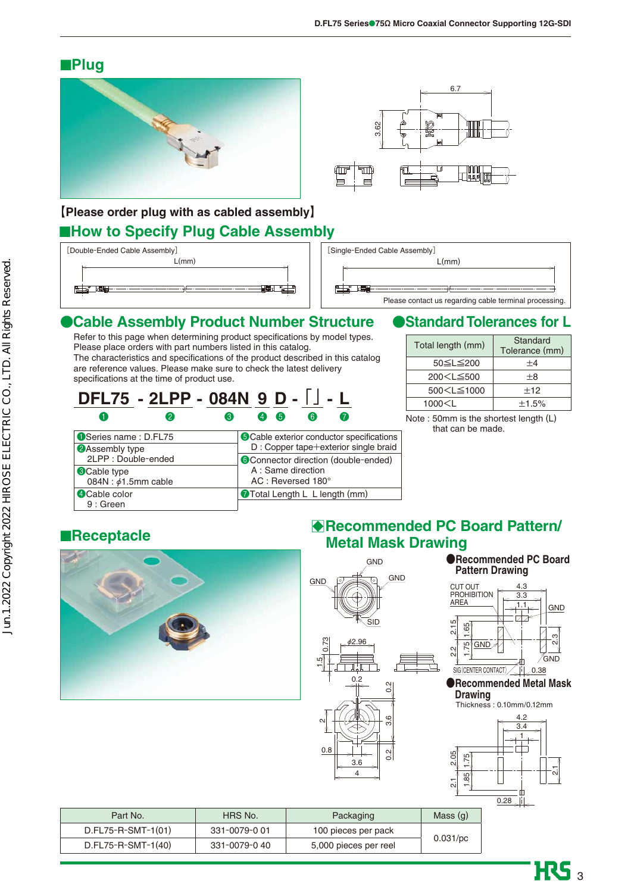## ■Plug

【Please order plug with as cabled assembly】

## ■How to Specify Plug Cable Assembly

[Double-Ended Cable Assembly] L(mm)

[Single-Ended Cable Assembly] L(mm)

Please contact us regarding cable terminal processing.

### ●Cable Assembly Product Number Structure

Refer to this page when determining product specifications by model types.
Please place orders with part numbers listed in this catalog.
The characteristics and specifications of the product described in this catalog are reference values. Please make sure to check the latest delivery specifications at the time of product use.

**DFL75 - 2LPP - 084N 9 D - 「」 - L**
❶ ❷ ❸ ❹ ❺ ❻ ❼

| | |
|---|---|
| ❶Series name : D.FL75 | ❺Cable exterior conductor specifications<br>D : Copper tape+exterior single braid |
| ❷Assembly type<br>2LPP : Double-ended | ❻Connector direction (double-ended)<br>A : Same direction<br>AC : Reversed 180° |
| ❸Cable type<br>084N : $\phi$1.5mm cable | ❼Total Length L L length (mm) |
| ❹Cable color<br>9 : Green | |

### ●Standard Tolerances for L

| Total length (mm) | Standard Tolerance (mm) |
|---|---|
| 50≦L≦200 | ±4 |
| 200<L≦500 | ±8 |
| 500<L≦1000 | ±12 |
| 1000<L | ±1.5% |

Note : 50mm is the shortest length (L) that can be made.

## ■Receptacle

## ◆Recommended PC Board Pattern/ Metal Mask Drawing

### ●Recommended PC Board Pattern Drawing

### ●Recommended Metal Mask Drawing

Thickness : 0.10mm/0.12mm

| Part No. | HRS No. | Packaging | Mass (g) |
|---|---|---|---|
| D.FL75-R-SMT-1(01) | 331-0079-0 01 | 100 pieces per pack | 0.031/pc |
| D.FL75-R-SMT-1(40) | 331-0079-0 40 | 5,000 pieces per reel | |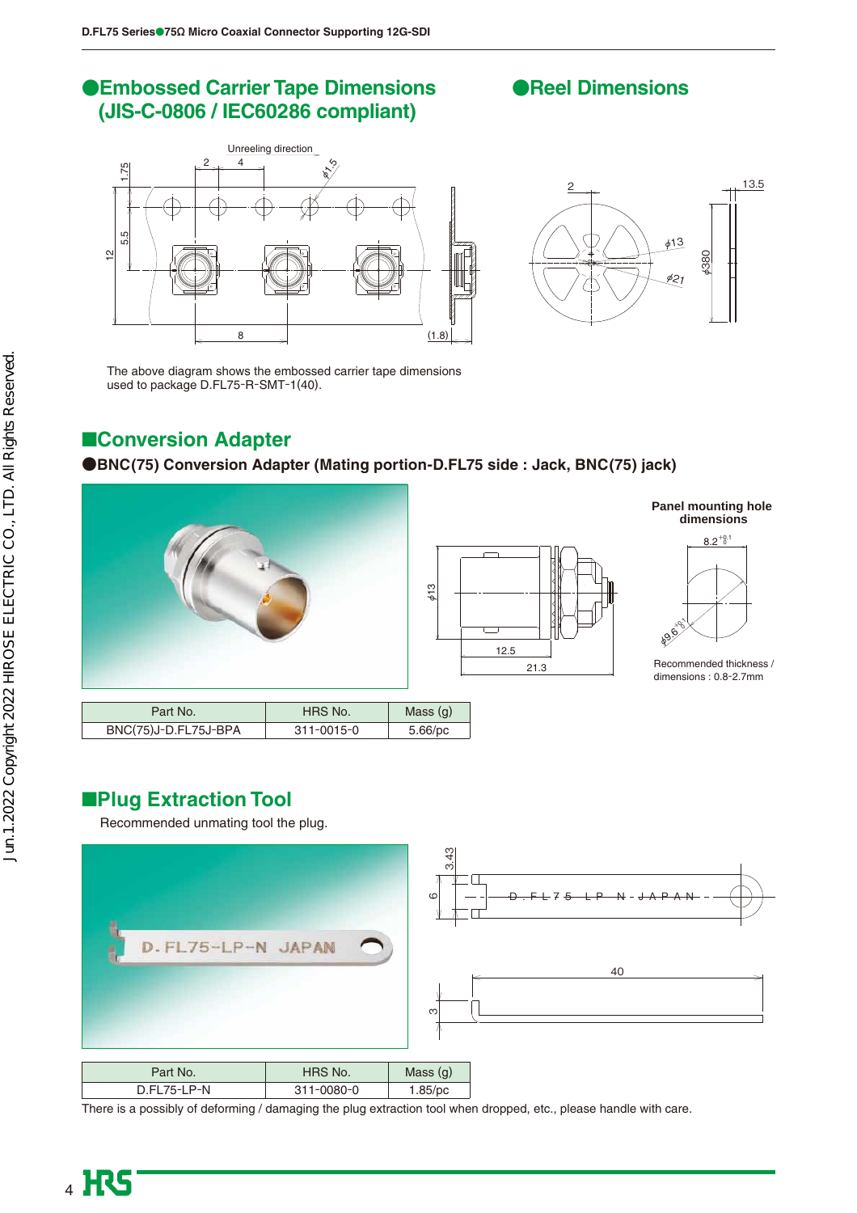## ●Embossed Carrier Tape Dimensions (JIS-C-0806 / IEC60286 compliant)

The above diagram shows the embossed carrier tape dimensions used to package D.FL75-R-SMT-1(40).

## ●Reel Dimensions

## ■Conversion Adapter

### ●BNC(75) Conversion Adapter (Mating portion-D.FL75 side : Jack, BNC(75) jack)

**Panel mounting hole dimensions**

Recommended thickness / dimensions : 0.8-2.7mm

| Part No. | HRS No. | Mass (g) |
|---|---|---|
| BNC(75)J-D.FL75J-BPA | 311-0015-0 | 5.66/pc |

## ■Plug Extraction Tool

Recommended unmating tool the plug.

| Part No. | HRS No. | Mass (g) |
|---|---|---|
| D.FL75-LP-N | 311-0080-0 | 1.85/pc |

There is a possibly of deforming / damaging the plug extraction tool when dropped, etc., please handle with care.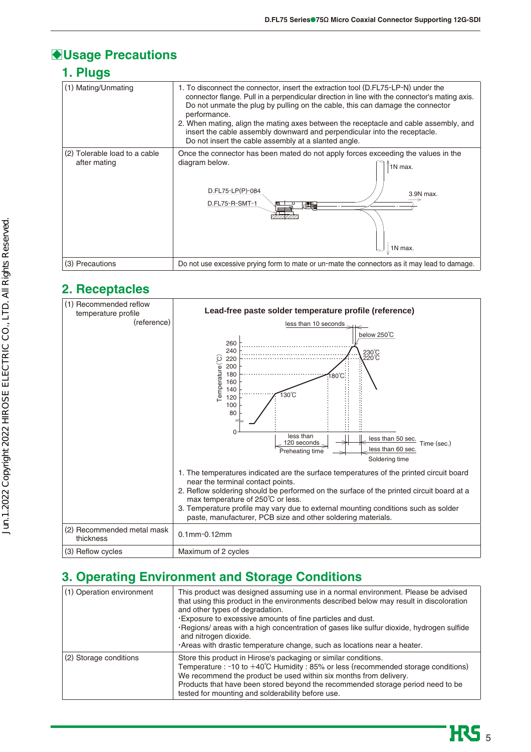## Usage Precautions

### 1. Plugs

| | |
|---|---|
| (1) Mating/Unmating | 1. To disconnect the connector, insert the extraction tool (D.FL75-LP-N) under the connector flange. Pull in a perpendicular direction in line with the connector's mating axis. Do not unmate the plug by pulling on the cable, this can damage the connector performance.<br>2. When mating, align the mating axes between the receptacle and cable assembly, and insert the cable assembly downward and perpendicular into the receptacle. Do not insert the cable assembly at a slanted angle. |
| (2) Tolerable load to a cable after mating | Once the connector has been mated do not apply forces exceeding the values in the diagram below.<br>D.FL75-LP(P)-084<br>D.FL75-R-SMT-1<br>1N max.<br>3.9N max.<br>1N max. |
| (3) Precautions | Do not use excessive prying form to mate or un-mate the connectors as it may lead to damage. |

### 2. Receptacles

| | |
|---|---|
| (1) Recommended reflow temperature profile (reference) | **Lead-free paste solder temperature profile (reference)**<br>less than 10 seconds; below 250℃; 230℃; 220℃; 180℃; 130℃<br>Temperature(℃): 0, 80, 100, 120, 140, 160, 180, 200, 220, 240, 260<br>less than 120 seconds — Preheating time; less than 50 sec.; less than 60 sec. — Soldering time; Time (sec.)<br>1. The temperatures indicated are the surface temperatures of the printed circuit board near the terminal contact points.<br>2. Reflow soldering should be performed on the surface of the printed circuit board at a max temperature of 250℃ or less.<br>3. Temperature profile may vary due to external mounting conditions such as solder paste, manufacturer, PCB size and other soldering materials. |
| (2) Recommended metal mask thickness | 0.1mm-0.12mm |
| (3) Reflow cycles | Maximum of 2 cycles |

### 3. Operating Environment and Storage Conditions

| | |
|---|---|
| (1) Operation environment | This product was designed assuming use in a normal environment. Please be advised that using this product in the environments described below may result in discoloration and other types of degradation.<br>·Exposure to excessive amounts of fine particles and dust.<br>·Regions/ areas with a high concentration of gases like sulfur dioxide, hydrogen sulfide and nitrogen dioxide.<br>·Areas with drastic temperature change, such as locations near a heater. |
| (2) Storage conditions | Store this product in Hirose's packaging or similar conditions.<br>Temperature : -10 to +40℃ Humidity : 85% or less (recommended storage conditions)<br>We recommend the product be used within six months from delivery.<br>Products that have been stored beyond the recommended storage period need to be tested for mounting and solderability before use. |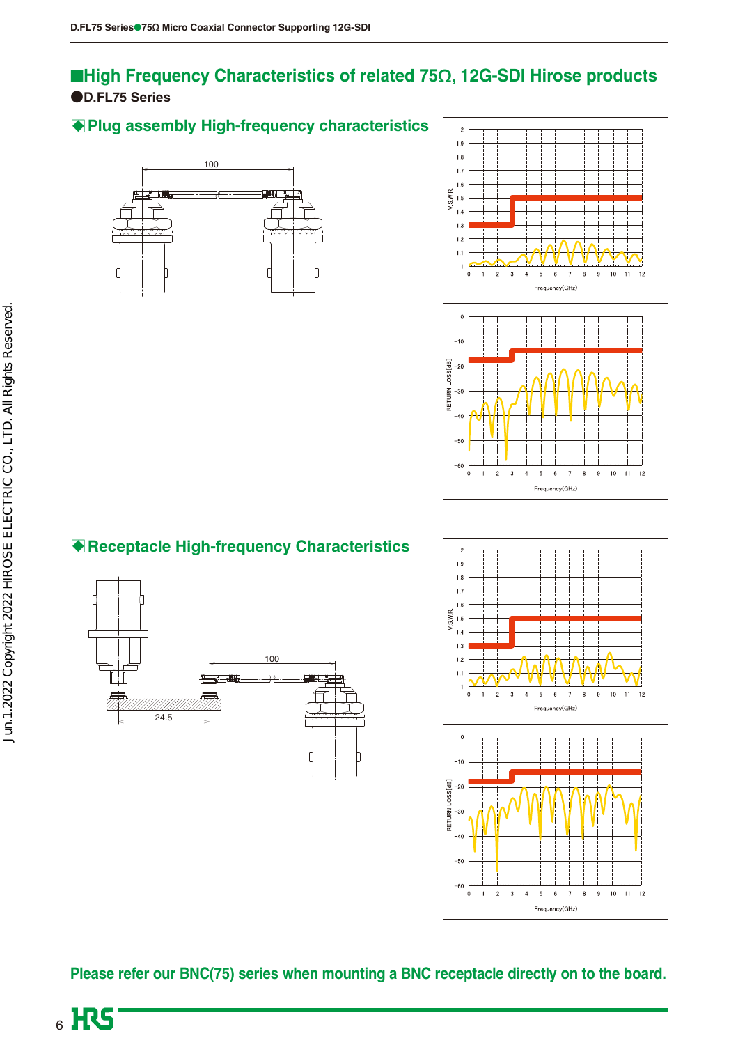## ■High Frequency Characteristics of related 75Ω, 12G-SDI Hirose products

**●D.FL75 Series**

### ◆Plug assembly High-frequency characteristics

100

V.S.W.R. / Frequency(GHz)

RETURN LOSS[dB] / Frequency(GHz)

### ◆Receptacle High-frequency Characteristics

100

24.5

V.S.W.R. / Frequency(GHz)

RETURN LOSS[dB] / Frequency(GHz)

**Please refer our BNC(75) series when mounting a BNC receptacle directly on to the board.**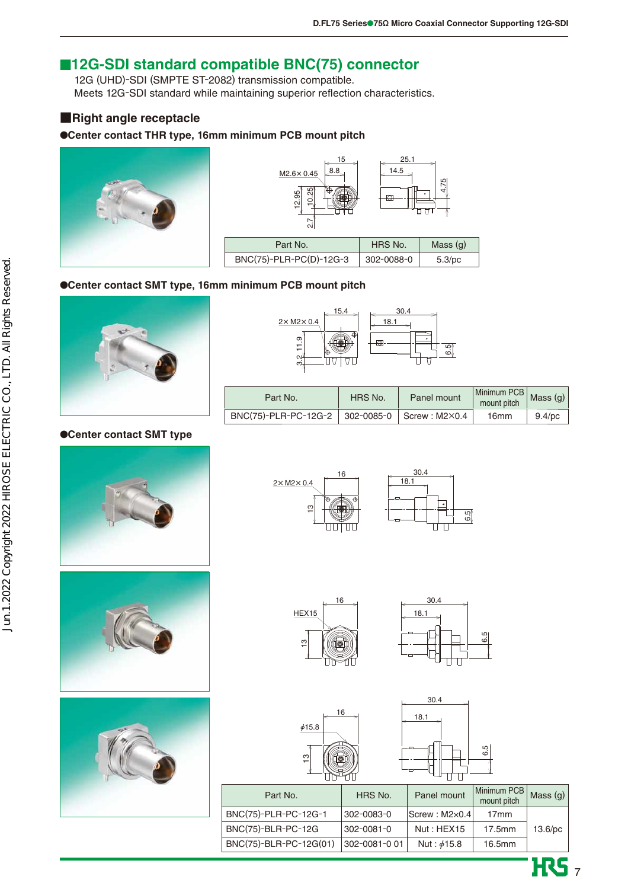## ■12G-SDI standard compatible BNC(75) connector

12G (UHD)-SDI (SMPTE ST-2082) transmission compatible.
Meets 12G-SDI standard while maintaining superior reflection characteristics.

### ■Right angle receptacle

**●Center contact THR type, 16mm minimum PCB mount pitch**

| Part No. | HRS No. | Mass (g) |
|---|---|---|
| BNC(75)-PLR-PC(D)-12G-3 | 302-0088-0 | 5.3/pc |

**●Center contact SMT type, 16mm minimum PCB mount pitch**

| Part No. | HRS No. | Panel mount | Minimum PCB mount pitch | Mass (g) |
|---|---|---|---|---|
| BNC(75)-PLR-PC-12G-2 | 302-0085-0 | Screw : M2×0.4 | 16mm | 9.4/pc |

**●Center contact SMT type**

| Part No. | HRS No. | Panel mount | Minimum PCB mount pitch | Mass (g) |
|---|---|---|---|---|
| BNC(75)-PLR-PC-12G-1 | 302-0083-0 | Screw : M2×0.4 | 17mm | 13.6/pc |
| BNC(75)-BLR-PC-12G | 302-0081-0 | Nut : HEX15 | 17.5mm | |
| BNC(75)-BLR-PC-12G(01) | 302-0081-0 01 | Nut : $\phi$15.8 | 16.5mm | |

J un.1.2022 Copyright 2022 HIROSE ELECTRIC CO., LTD. All Rights Reserved.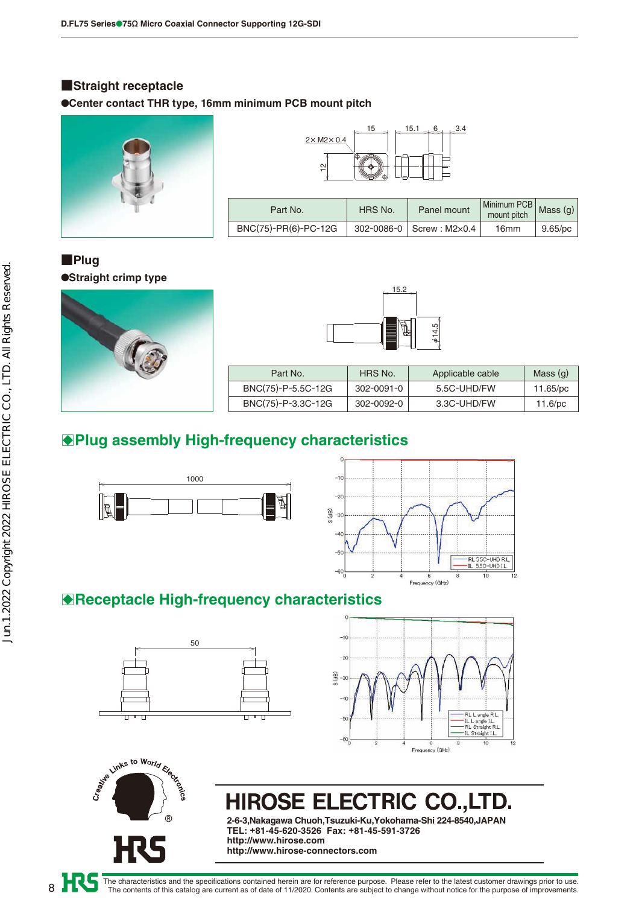## ■Straight receptacle

●Center contact THR type, 16mm minimum PCB mount pitch

15
15.1
6
3.4
2× M2× 0.4
12

| Part No. | HRS No. | Panel mount | Minimum PCB mount pitch | Mass (g) |
|---|---|---|---|---|
| BNC(75)-PR(6)-PC-12G | 302-0086-0 | Screw : M2×0.4 | 16mm | 9.65/pc |

## ■Plug

●Straight crimp type

15.2
φ14.5

| Part No. | HRS No. | Applicable cable | Mass (g) |
|---|---|---|---|
| BNC(75)-P-5.5C-12G | 302-0091-0 | 5.5C-UHD/FW | 11.65/pc |
| BNC(75)-P-3.3C-12G | 302-0092-0 | 3.3C-UHD/FW | 11.6/pc |

## ◆Plug assembly High-frequency characteristics

1000

S (dB)
0
-10
-20
-30
-40
-50
-60
0
2
4
6
8
10
12
Frequency (GHz)
RL 5.5C-UHD RL
IL 5.5C-UHD IL

## ◆Receptacle High-frequency characteristics

50

S (dB)
0
-10
-20
-30
-40
-50
-60
0
2
4
6
8
10
12
Frequency (GHz)
RL L angle RL
IL L angle IL
RL Straight RL
IL Straight IL

Creative Links to World Electronics ®

HRS

# HIROSE ELECTRIC CO.,LTD.

**2-6-3,Nakagawa Chuoh,Tsuzuki-Ku,Yokohama-Shi 224-8540,JAPAN**
**TEL: +81-45-620-3526 Fax: +81-45-591-3726**
**http://www.hirose.com**
**http://www.hirose-connectors.com**

Jun.1.2022 Copyright 2022 HIROSE ELECTRIC CO., LTD. All Rights Reserved.

The characteristics and the specifications contained herein are for reference purpose. Please refer to the latest customer drawings prior to use.
The contents of this catalog are current as of date of 11/2020. Contents are subject to change without notice for the purpose of improvements.